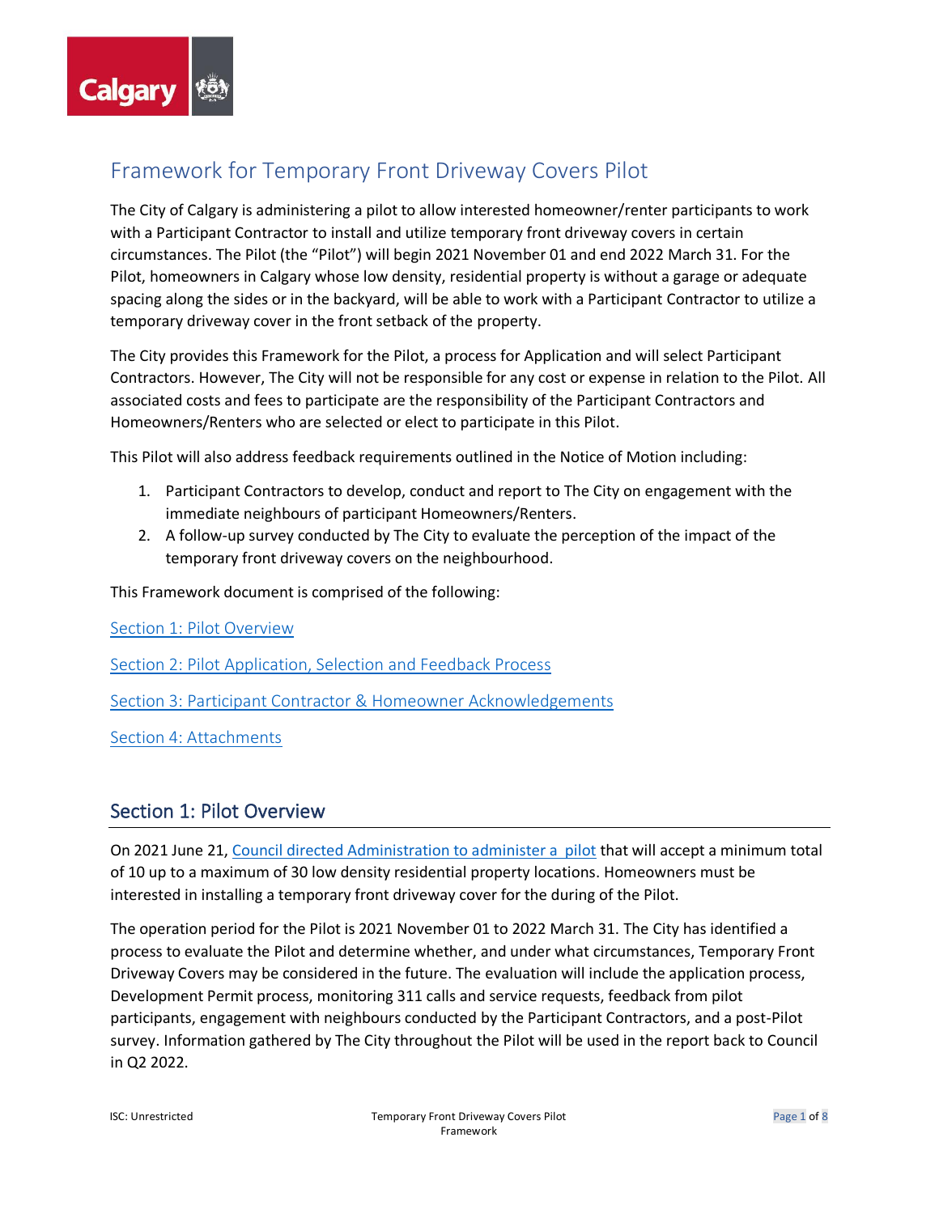# Framework for Temporary Front Driveway Covers Pilot

The City of Calgary is administering a pilot to allow interested homeowner/renter participants to work with a Participant Contractor to install and utilize temporary front driveway covers in certain circumstances. The Pilot (the "Pilot") will begin 2021 November 01 and end 2022 March 31. For the Pilot, homeowners in Calgary whose low density, residential property is without a garage or adequate spacing along the sides or in the backyard, will be able to work with a Participant Contractor to utilize a temporary driveway cover in the front setback of the property.

The City provides this Framework for the Pilot, a process for Application and will select Participant Contractors. However, The City will not be responsible for any cost or expense in relation to the Pilot. All associated costs and fees to participate are the responsibility of the Participant Contractors and Homeowners/Renters who are selected or elect to participate in this Pilot.

This Pilot will also address feedback requirements outlined in the Notice of Motion including:

1. Participant Contractors to develop, conduct and report to The City on engagement with the immediate neighbours of participant Homeowners/Renters.
2. A follow-up survey conducted by The City to evaluate the perception of the impact of the temporary front driveway covers on the neighbourhood.

This Framework document is comprised of the following:

Section 1: Pilot Overview

Section 2: Pilot Application, Selection and Feedback Process

Section 3: Participant Contractor & Homeowner Acknowledgements

Section 4: Attachments

## Section 1: Pilot Overview

On 2021 June 21, Council directed Administration to administer a pilot that will accept a minimum total of 10 up to a maximum of 30 low density residential property locations. Homeowners must be interested in installing a temporary front driveway cover for the during of the Pilot.

The operation period for the Pilot is 2021 November 01 to 2022 March 31. The City has identified a process to evaluate the Pilot and determine whether, and under what circumstances, Temporary Front Driveway Covers may be considered in the future. The evaluation will include the application process, Development Permit process, monitoring 311 calls and service requests, feedback from pilot participants, engagement with neighbours conducted by the Participant Contractors, and a post-Pilot survey. Information gathered by The City throughout the Pilot will be used in the report back to Council in Q2 2022.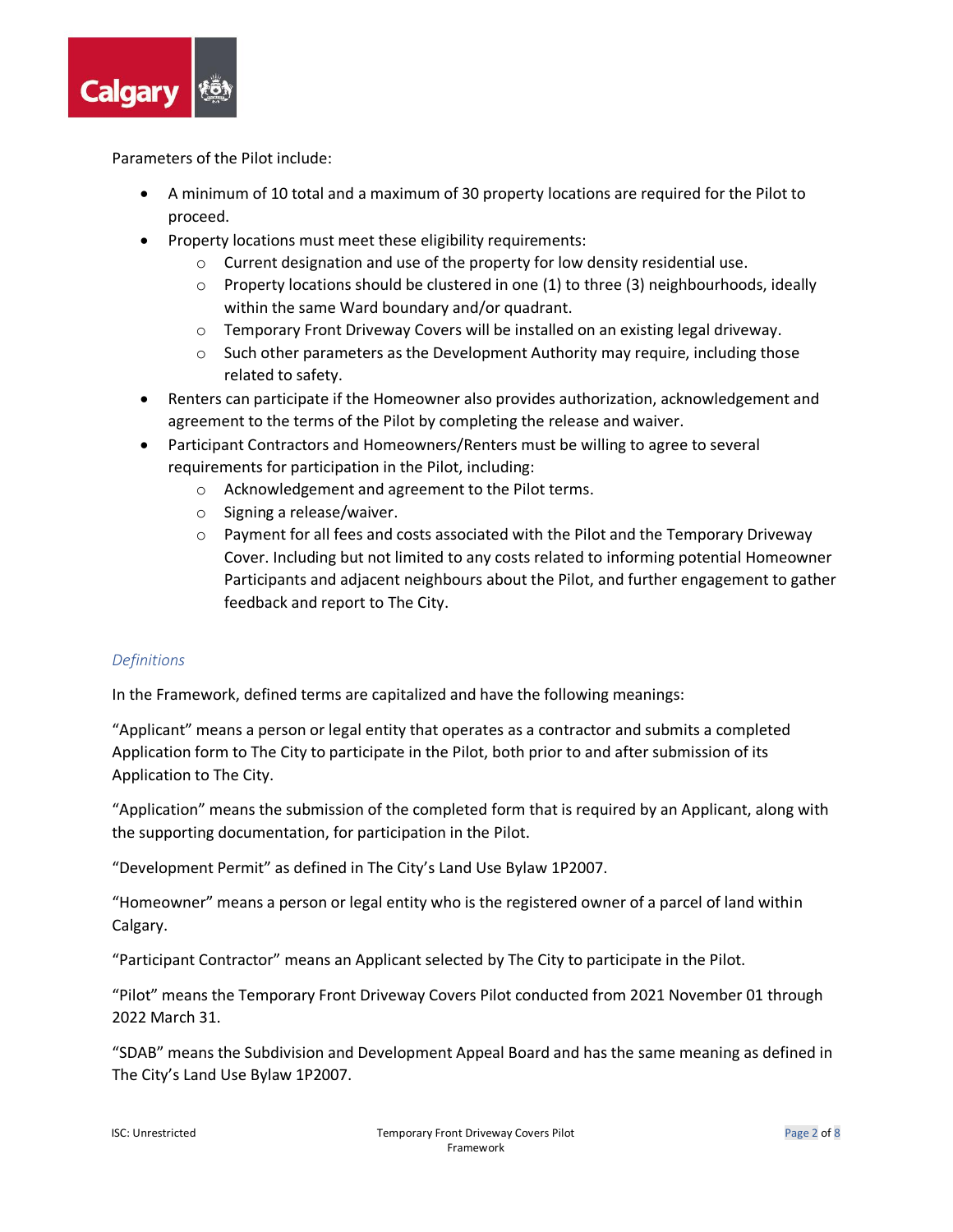Parameters of the Pilot include:

- A minimum of 10 total and a maximum of 30 property locations are required for the Pilot to proceed.
- Property locations must meet these eligibility requirements:
  - Current designation and use of the property for low density residential use.
  - Property locations should be clustered in one (1) to three (3) neighbourhoods, ideally within the same Ward boundary and/or quadrant.
  - Temporary Front Driveway Covers will be installed on an existing legal driveway.
  - Such other parameters as the Development Authority may require, including those related to safety.
- Renters can participate if the Homeowner also provides authorization, acknowledgement and agreement to the terms of the Pilot by completing the release and waiver.
- Participant Contractors and Homeowners/Renters must be willing to agree to several requirements for participation in the Pilot, including:
  - Acknowledgement and agreement to the Pilot terms.
  - Signing a release/waiver.
  - Payment for all fees and costs associated with the Pilot and the Temporary Driveway Cover. Including but not limited to any costs related to informing potential Homeowner Participants and adjacent neighbours about the Pilot, and further engagement to gather feedback and report to The City.

### *Definitions*

In the Framework, defined terms are capitalized and have the following meanings:

"Applicant" means a person or legal entity that operates as a contractor and submits a completed Application form to The City to participate in the Pilot, both prior to and after submission of its Application to The City.

"Application" means the submission of the completed form that is required by an Applicant, along with the supporting documentation, for participation in the Pilot.

"Development Permit" as defined in The City's Land Use Bylaw 1P2007.

"Homeowner" means a person or legal entity who is the registered owner of a parcel of land within Calgary.

"Participant Contractor" means an Applicant selected by The City to participate in the Pilot.

"Pilot" means the Temporary Front Driveway Covers Pilot conducted from 2021 November 01 through 2022 March 31.

"SDAB" means the Subdivision and Development Appeal Board and has the same meaning as defined in The City's Land Use Bylaw 1P2007.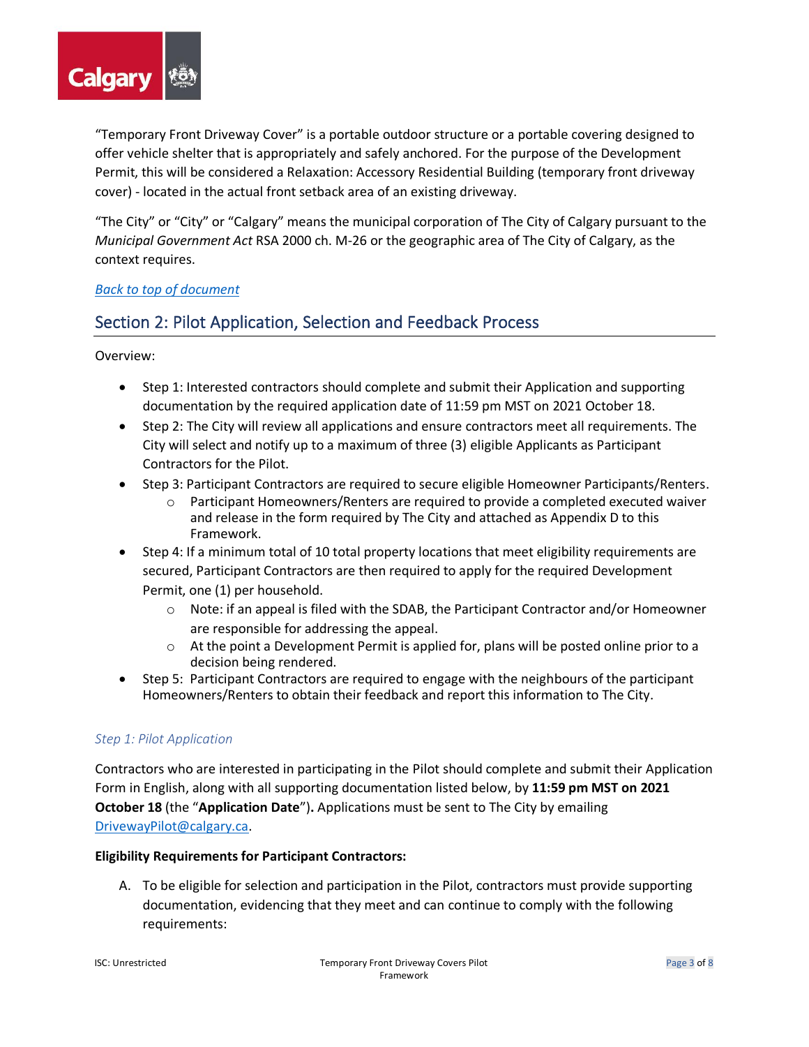"Temporary Front Driveway Cover" is a portable outdoor structure or a portable covering designed to offer vehicle shelter that is appropriately and safely anchored. For the purpose of the Development Permit, this will be considered a Relaxation: Accessory Residential Building (temporary front driveway cover) - located in the actual front setback area of an existing driveway.

"The City" or "City" or "Calgary" means the municipal corporation of The City of Calgary pursuant to the *Municipal Government Act* RSA 2000 ch. M-26 or the geographic area of The City of Calgary, as the context requires.

[Back to top of document](#)

## Section 2: Pilot Application, Selection and Feedback Process

Overview:

- Step 1: Interested contractors should complete and submit their Application and supporting documentation by the required application date of 11:59 pm MST on 2021 October 18.
- Step 2: The City will review all applications and ensure contractors meet all requirements. The City will select and notify up to a maximum of three (3) eligible Applicants as Participant Contractors for the Pilot.
- Step 3: Participant Contractors are required to secure eligible Homeowner Participants/Renters.
  - Participant Homeowners/Renters are required to provide a completed executed waiver and release in the form required by The City and attached as Appendix D to this Framework.
- Step 4: If a minimum total of 10 total property locations that meet eligibility requirements are secured, Participant Contractors are then required to apply for the required Development Permit, one (1) per household.
  - Note: if an appeal is filed with the SDAB, the Participant Contractor and/or Homeowner are responsible for addressing the appeal.
  - At the point a Development Permit is applied for, plans will be posted online prior to a decision being rendered.
- Step 5: Participant Contractors are required to engage with the neighbours of the participant Homeowners/Renters to obtain their feedback and report this information to The City.

### *Step 1: Pilot Application*

Contractors who are interested in participating in the Pilot should complete and submit their Application Form in English, along with all supporting documentation listed below, by **11:59 pm MST on 2021 October 18** (the "**Application Date**"**).** Applications must be sent to The City by emailing DrivewayPilot@calgary.ca.

**Eligibility Requirements for Participant Contractors:**

A. To be eligible for selection and participation in the Pilot, contractors must provide supporting documentation, evidencing that they meet and can continue to comply with the following requirements: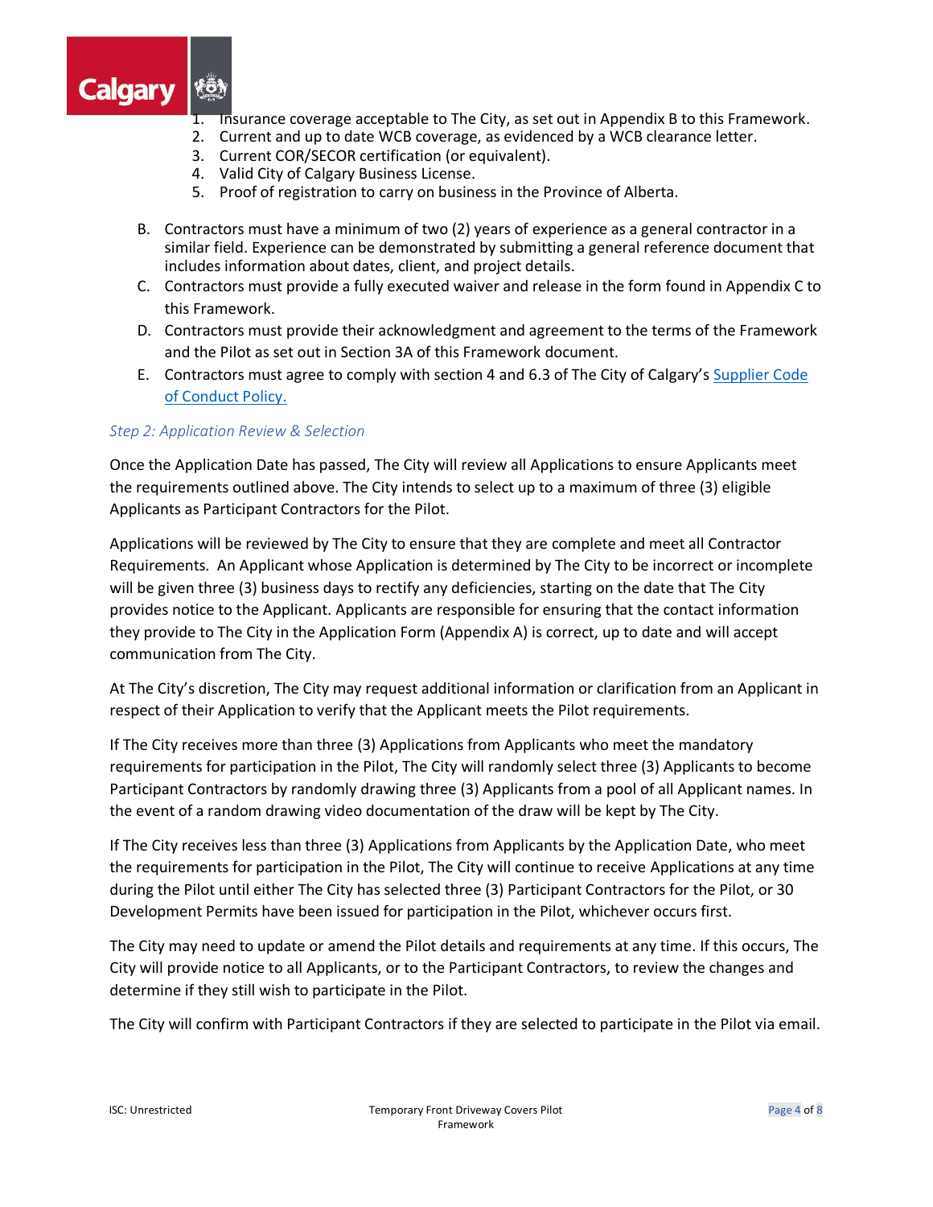1. Insurance coverage acceptable to The City, as set out in Appendix B to this Framework.
2. Current and up to date WCB coverage, as evidenced by a WCB clearance letter.
3. Current COR/SECOR certification (or equivalent).
4. Valid City of Calgary Business License.
5. Proof of registration to carry on business in the Province of Alberta.

B. Contractors must have a minimum of two (2) years of experience as a general contractor in a similar field. Experience can be demonstrated by submitting a general reference document that includes information about dates, client, and project details.

C. Contractors must provide a fully executed waiver and release in the form found in Appendix C to this Framework.

D. Contractors must provide their acknowledgment and agreement to the terms of the Framework and the Pilot as set out in Section 3A of this Framework document.

E. Contractors must agree to comply with section 4 and 6.3 of The City of Calgary's Supplier Code of Conduct Policy.

*Step 2: Application Review & Selection*

Once the Application Date has passed, The City will review all Applications to ensure Applicants meet the requirements outlined above. The City intends to select up to a maximum of three (3) eligible Applicants as Participant Contractors for the Pilot.

Applications will be reviewed by The City to ensure that they are complete and meet all Contractor Requirements. An Applicant whose Application is determined by The City to be incorrect or incomplete will be given three (3) business days to rectify any deficiencies, starting on the date that The City provides notice to the Applicant. Applicants are responsible for ensuring that the contact information they provide to The City in the Application Form (Appendix A) is correct, up to date and will accept communication from The City.

At The City's discretion, The City may request additional information or clarification from an Applicant in respect of their Application to verify that the Applicant meets the Pilot requirements.

If The City receives more than three (3) Applications from Applicants who meet the mandatory requirements for participation in the Pilot, The City will randomly select three (3) Applicants to become Participant Contractors by randomly drawing three (3) Applicants from a pool of all Applicant names. In the event of a random drawing video documentation of the draw will be kept by The City.

If The City receives less than three (3) Applications from Applicants by the Application Date, who meet the requirements for participation in the Pilot, The City will continue to receive Applications at any time during the Pilot until either The City has selected three (3) Participant Contractors for the Pilot, or 30 Development Permits have been issued for participation in the Pilot, whichever occurs first.

The City may need to update or amend the Pilot details and requirements at any time. If this occurs, The City will provide notice to all Applicants, or to the Participant Contractors, to review the changes and determine if they still wish to participate in the Pilot.

The City will confirm with Participant Contractors if they are selected to participate in the Pilot via email.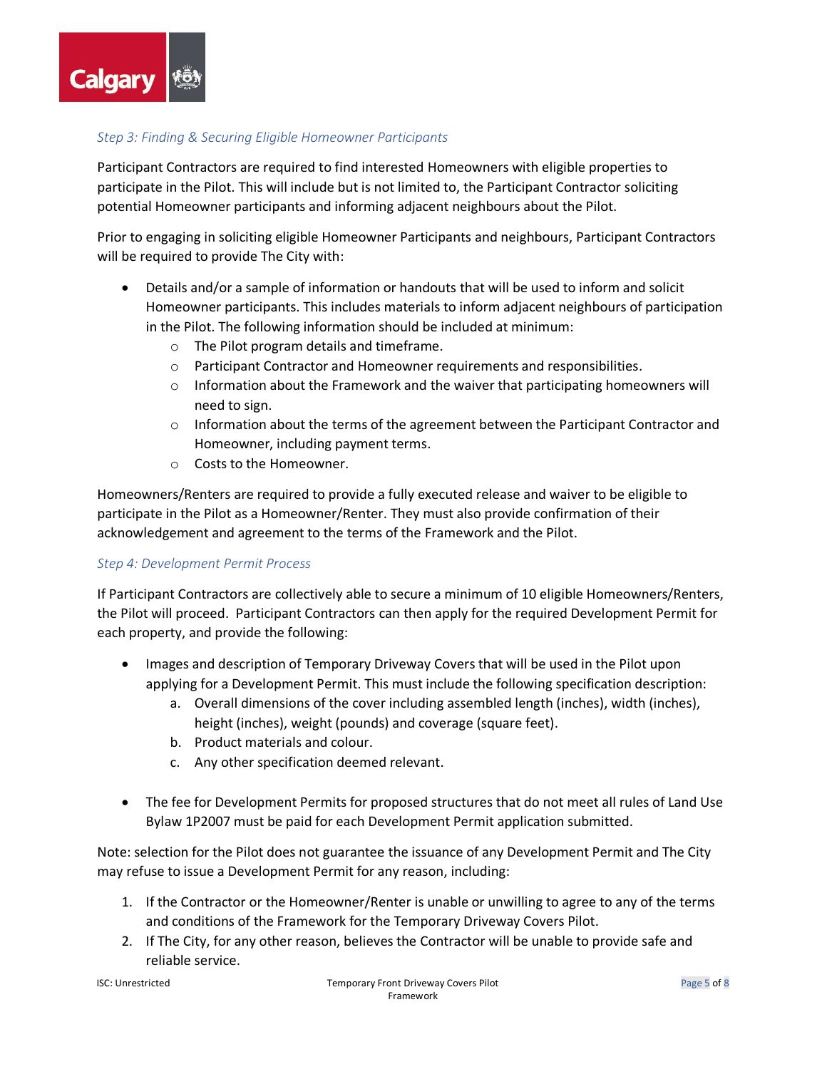*Step 3: Finding & Securing Eligible Homeowner Participants*

Participant Contractors are required to find interested Homeowners with eligible properties to participate in the Pilot. This will include but is not limited to, the Participant Contractor soliciting potential Homeowner participants and informing adjacent neighbours about the Pilot.

Prior to engaging in soliciting eligible Homeowner Participants and neighbours, Participant Contractors will be required to provide The City with:

- Details and/or a sample of information or handouts that will be used to inform and solicit Homeowner participants. This includes materials to inform adjacent neighbours of participation in the Pilot. The following information should be included at minimum:
  - The Pilot program details and timeframe.
  - Participant Contractor and Homeowner requirements and responsibilities.
  - Information about the Framework and the waiver that participating homeowners will need to sign.
  - Information about the terms of the agreement between the Participant Contractor and Homeowner, including payment terms.
  - Costs to the Homeowner.

Homeowners/Renters are required to provide a fully executed release and waiver to be eligible to participate in the Pilot as a Homeowner/Renter. They must also provide confirmation of their acknowledgement and agreement to the terms of the Framework and the Pilot.

*Step 4: Development Permit Process*

If Participant Contractors are collectively able to secure a minimum of 10 eligible Homeowners/Renters, the Pilot will proceed. Participant Contractors can then apply for the required Development Permit for each property, and provide the following:

- Images and description of Temporary Driveway Covers that will be used in the Pilot upon applying for a Development Permit. This must include the following specification description:
  a. Overall dimensions of the cover including assembled length (inches), width (inches), height (inches), weight (pounds) and coverage (square feet).
  b. Product materials and colour.
  c. Any other specification deemed relevant.

- The fee for Development Permits for proposed structures that do not meet all rules of Land Use Bylaw 1P2007 must be paid for each Development Permit application submitted.

Note: selection for the Pilot does not guarantee the issuance of any Development Permit and The City may refuse to issue a Development Permit for any reason, including:

1. If the Contractor or the Homeowner/Renter is unable or unwilling to agree to any of the terms and conditions of the Framework for the Temporary Driveway Covers Pilot.
2. If The City, for any other reason, believes the Contractor will be unable to provide safe and reliable service.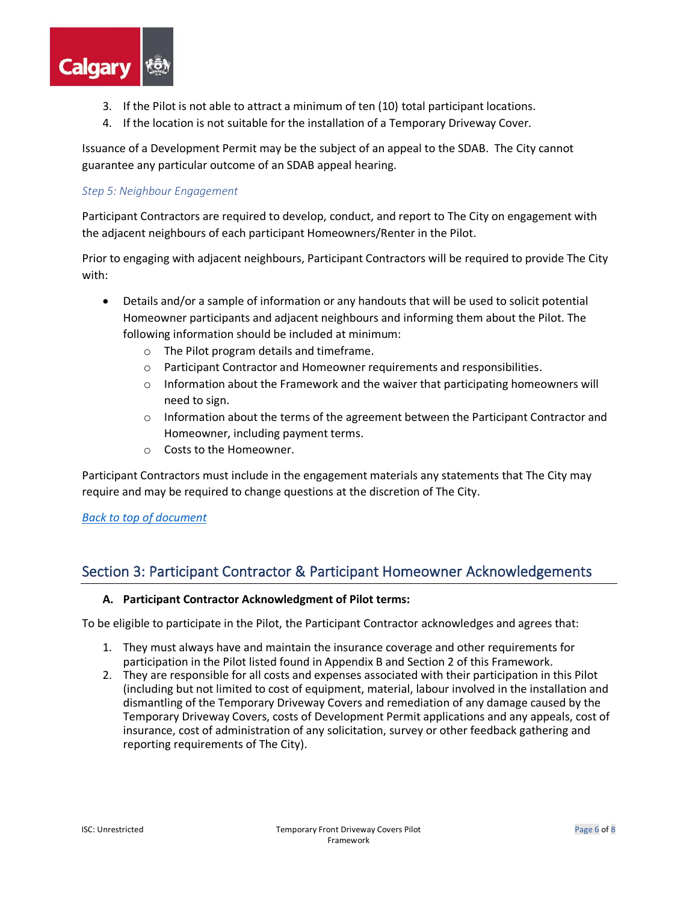3. If the Pilot is not able to attract a minimum of ten (10) total participant locations.
4. If the location is not suitable for the installation of a Temporary Driveway Cover.

Issuance of a Development Permit may be the subject of an appeal to the SDAB. The City cannot guarantee any particular outcome of an SDAB appeal hearing.

*Step 5: Neighbour Engagement*

Participant Contractors are required to develop, conduct, and report to The City on engagement with the adjacent neighbours of each participant Homeowners/Renter in the Pilot.

Prior to engaging with adjacent neighbours, Participant Contractors will be required to provide The City with:

- Details and/or a sample of information or any handouts that will be used to solicit potential Homeowner participants and adjacent neighbours and informing them about the Pilot. The following information should be included at minimum:
  - The Pilot program details and timeframe.
  - Participant Contractor and Homeowner requirements and responsibilities.
  - Information about the Framework and the waiver that participating homeowners will need to sign.
  - Information about the terms of the agreement between the Participant Contractor and Homeowner, including payment terms.
  - Costs to the Homeowner.

Participant Contractors must include in the engagement materials any statements that The City may require and may be required to change questions at the discretion of The City.

*Back to top of document*

## Section 3: Participant Contractor & Participant Homeowner Acknowledgements

**A. Participant Contractor Acknowledgment of Pilot terms:**

To be eligible to participate in the Pilot, the Participant Contractor acknowledges and agrees that:

1. They must always have and maintain the insurance coverage and other requirements for participation in the Pilot listed found in Appendix B and Section 2 of this Framework.
2. They are responsible for all costs and expenses associated with their participation in this Pilot (including but not limited to cost of equipment, material, labour involved in the installation and dismantling of the Temporary Driveway Covers and remediation of any damage caused by the Temporary Driveway Covers, costs of Development Permit applications and any appeals, cost of insurance, cost of administration of any solicitation, survey or other feedback gathering and reporting requirements of The City).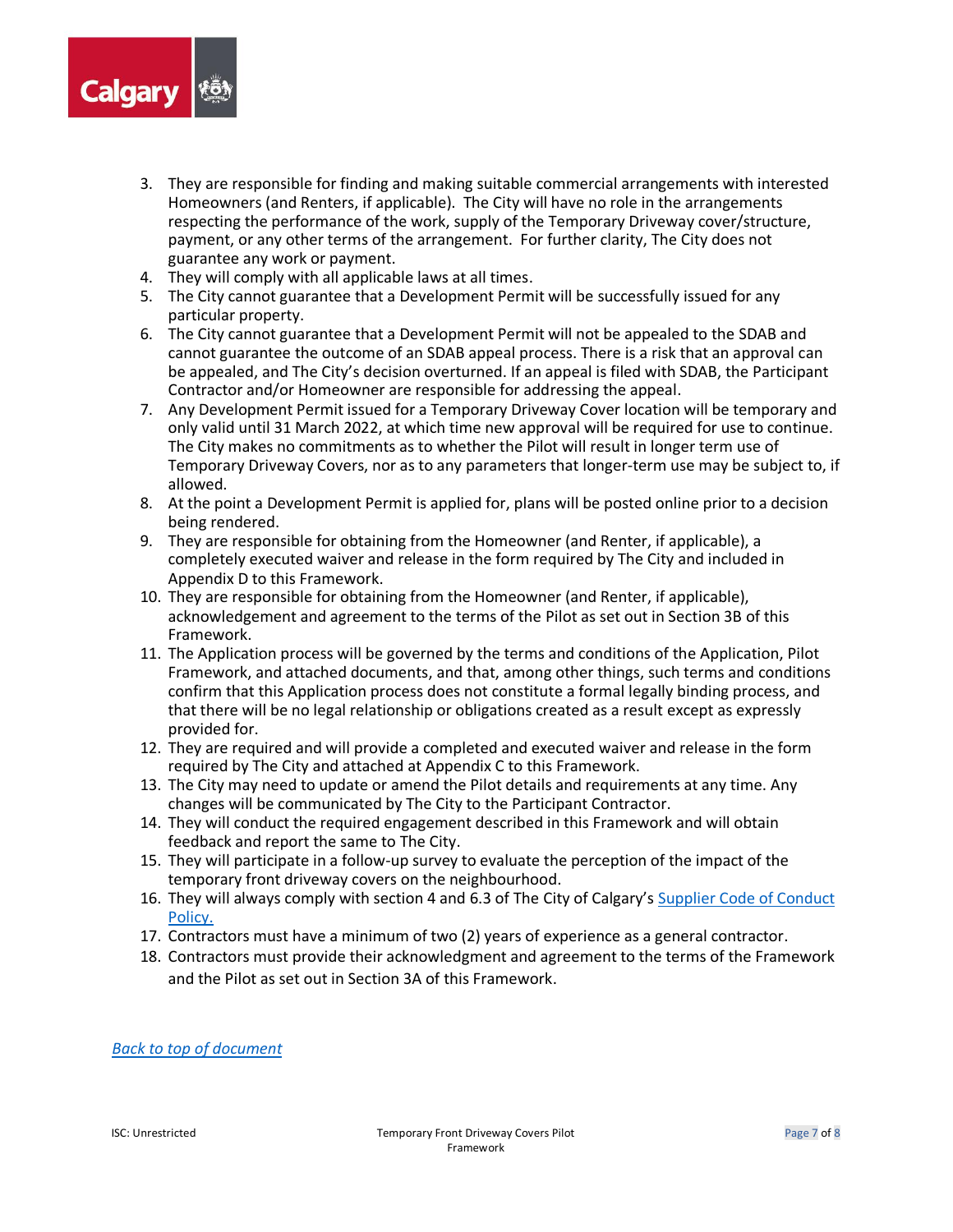3. They are responsible for finding and making suitable commercial arrangements with interested Homeowners (and Renters, if applicable). The City will have no role in the arrangements respecting the performance of the work, supply of the Temporary Driveway cover/structure, payment, or any other terms of the arrangement. For further clarity, The City does not guarantee any work or payment.
4. They will comply with all applicable laws at all times.
5. The City cannot guarantee that a Development Permit will be successfully issued for any particular property.
6. The City cannot guarantee that a Development Permit will not be appealed to the SDAB and cannot guarantee the outcome of an SDAB appeal process. There is a risk that an approval can be appealed, and The City's decision overturned. If an appeal is filed with SDAB, the Participant Contractor and/or Homeowner are responsible for addressing the appeal.
7. Any Development Permit issued for a Temporary Driveway Cover location will be temporary and only valid until 31 March 2022, at which time new approval will be required for use to continue. The City makes no commitments as to whether the Pilot will result in longer term use of Temporary Driveway Covers, nor as to any parameters that longer-term use may be subject to, if allowed.
8. At the point a Development Permit is applied for, plans will be posted online prior to a decision being rendered.
9. They are responsible for obtaining from the Homeowner (and Renter, if applicable), a completely executed waiver and release in the form required by The City and included in Appendix D to this Framework.
10. They are responsible for obtaining from the Homeowner (and Renter, if applicable), acknowledgement and agreement to the terms of the Pilot as set out in Section 3B of this Framework.
11. The Application process will be governed by the terms and conditions of the Application, Pilot Framework, and attached documents, and that, among other things, such terms and conditions confirm that this Application process does not constitute a formal legally binding process, and that there will be no legal relationship or obligations created as a result except as expressly provided for.
12. They are required and will provide a completed and executed waiver and release in the form required by The City and attached at Appendix C to this Framework.
13. The City may need to update or amend the Pilot details and requirements at any time. Any changes will be communicated by The City to the Participant Contractor.
14. They will conduct the required engagement described in this Framework and will obtain feedback and report the same to The City.
15. They will participate in a follow-up survey to evaluate the perception of the impact of the temporary front driveway covers on the neighbourhood.
16. They will always comply with section 4 and 6.3 of The City of Calgary's [Supplier Code of Conduct Policy.]()
17. Contractors must have a minimum of two (2) years of experience as a general contractor.
18. Contractors must provide their acknowledgment and agreement to the terms of the Framework and the Pilot as set out in Section 3A of this Framework.

*[Back to top of document]()*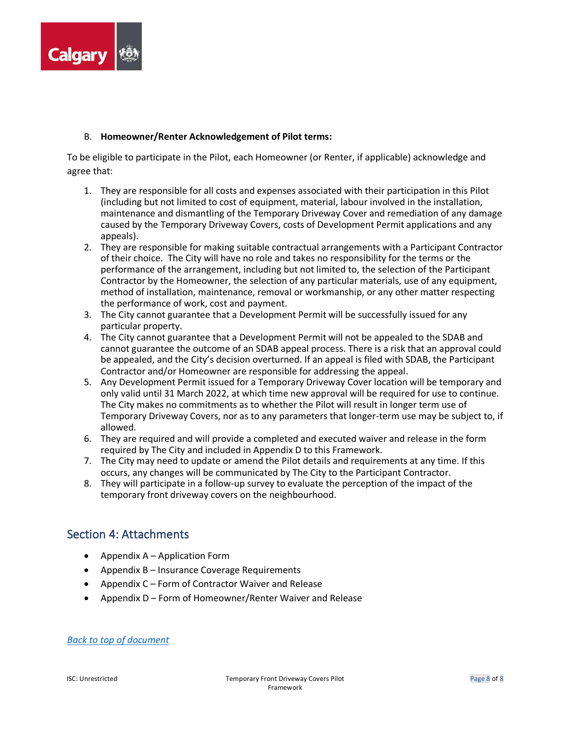B. **Homeowner/Renter Acknowledgement of Pilot terms:**

To be eligible to participate in the Pilot, each Homeowner (or Renter, if applicable) acknowledge and agree that:

1. They are responsible for all costs and expenses associated with their participation in this Pilot (including but not limited to cost of equipment, material, labour involved in the installation, maintenance and dismantling of the Temporary Driveway Cover and remediation of any damage caused by the Temporary Driveway Covers, costs of Development Permit applications and any appeals).
2. They are responsible for making suitable contractual arrangements with a Participant Contractor of their choice. The City will have no role and takes no responsibility for the terms or the performance of the arrangement, including but not limited to, the selection of the Participant Contractor by the Homeowner, the selection of any particular materials, use of any equipment, method of installation, maintenance, removal or workmanship, or any other matter respecting the performance of work, cost and payment.
3. The City cannot guarantee that a Development Permit will be successfully issued for any particular property.
4. The City cannot guarantee that a Development Permit will not be appealed to the SDAB and cannot guarantee the outcome of an SDAB appeal process. There is a risk that an approval could be appealed, and the City's decision overturned. If an appeal is filed with SDAB, the Participant Contractor and/or Homeowner are responsible for addressing the appeal.
5. Any Development Permit issued for a Temporary Driveway Cover location will be temporary and only valid until 31 March 2022, at which time new approval will be required for use to continue. The City makes no commitments as to whether the Pilot will result in longer term use of Temporary Driveway Covers, nor as to any parameters that longer-term use may be subject to, if allowed.
6. They are required and will provide a completed and executed waiver and release in the form required by The City and included in Appendix D to this Framework.
7. The City may need to update or amend the Pilot details and requirements at any time. If this occurs, any changes will be communicated by The City to the Participant Contractor.
8. They will participate in a follow-up survey to evaluate the perception of the impact of the temporary front driveway covers on the neighbourhood.

## Section 4: Attachments

- Appendix A – Application Form
- Appendix B – Insurance Coverage Requirements
- Appendix C – Form of Contractor Waiver and Release
- Appendix D – Form of Homeowner/Renter Waiver and Release

*Back to top of document*